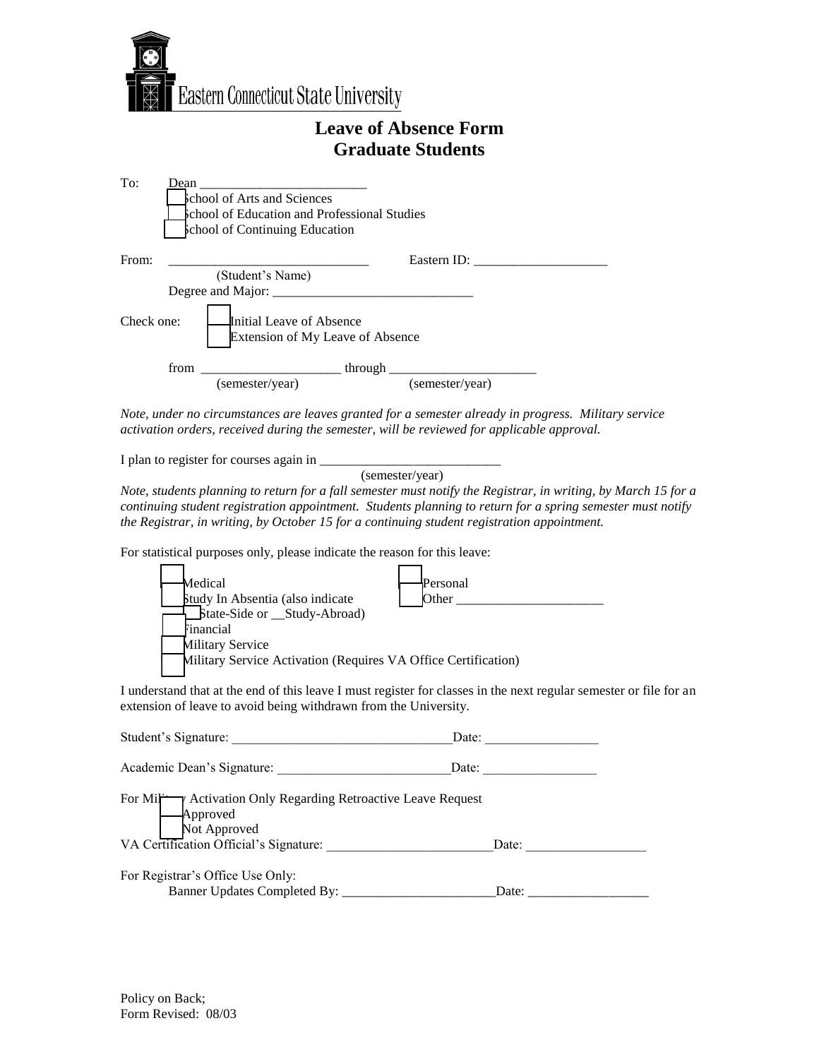Eastern Connecticut State University

# Leave of Absence Form
## Graduate Students

To: Dean ________________________

☐ School of Arts and Sciences
☐ School of Education and Professional Studies
☐ School of Continuing Education

From: ____________________________ Eastern ID: ___________________
(Student's Name)

Degree and Major: ____________________________

Check one:
☐ Initial Leave of Absence
☐ Extension of My Leave of Absence

from ____________________ through _____________________
(semester/year) (semester/year)

*Note, under no circumstances are leaves granted for a semester already in progress. Military service activation orders, received during the semester, will be reviewed for applicable approval.*

I plan to register for courses again in __________________________
(semester/year)

*Note, students planning to return for a fall semester must notify the Registrar, in writing, by March 15 for a continuing student registration appointment. Students planning to return for a spring semester must notify the Registrar, in writing, by October 15 for a continuing student registration appointment.*

For statistical purposes only, please indicate the reason for this leave:

☐ Medical
☐ Study In Absentia (also indicate ☐ State-Side or __Study-Abroad)
☐ Financial
☐ Military Service
☐ Military Service Activation (Requires VA Office Certification)
☐ Personal
☐ Other ______________________

I understand that at the end of this leave I must register for classes in the next regular semester or file for an extension of leave to avoid being withdrawn from the University.

Student's Signature: ________________________________ Date: ________________

Academic Dean's Signature: _________________________ Date: ________________

For Military Activation Only Regarding Retroactive Leave Request
☐ Approved
☐ Not Approved

VA Certification Official's Signature: ________________________ Date: _________________

For Registrar's Office Use Only:
Banner Updates Completed By: ______________________ Date: _________________

Policy on Back;
Form Revised: 08/03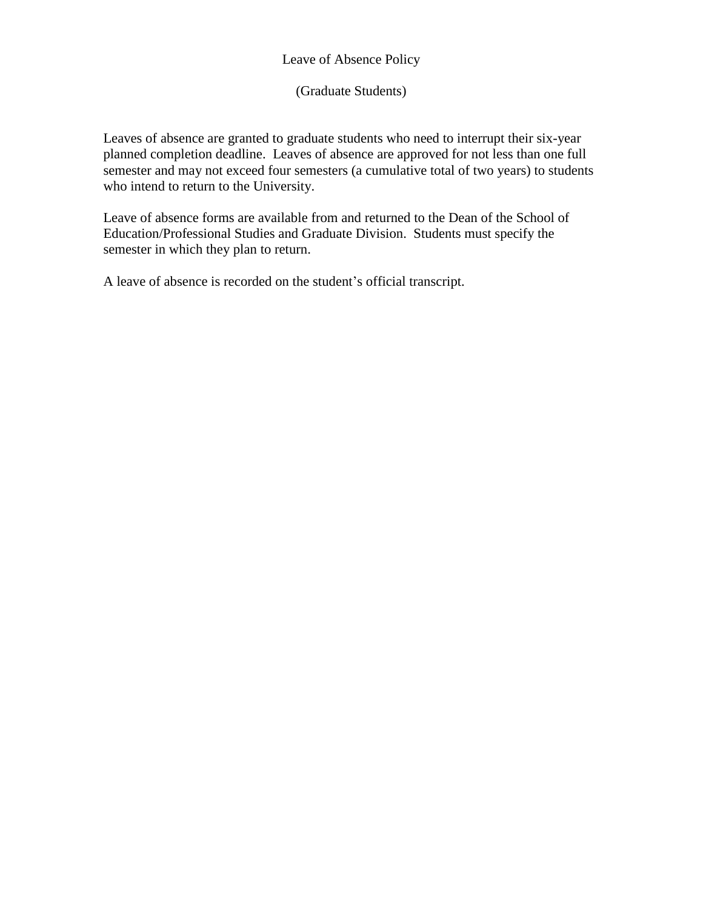# Leave of Absence Policy

## (Graduate Students)

Leaves of absence are granted to graduate students who need to interrupt their six-year planned completion deadline. Leaves of absence are approved for not less than one full semester and may not exceed four semesters (a cumulative total of two years) to students who intend to return to the University.

Leave of absence forms are available from and returned to the Dean of the School of Education/Professional Studies and Graduate Division. Students must specify the semester in which they plan to return.

A leave of absence is recorded on the student's official transcript.